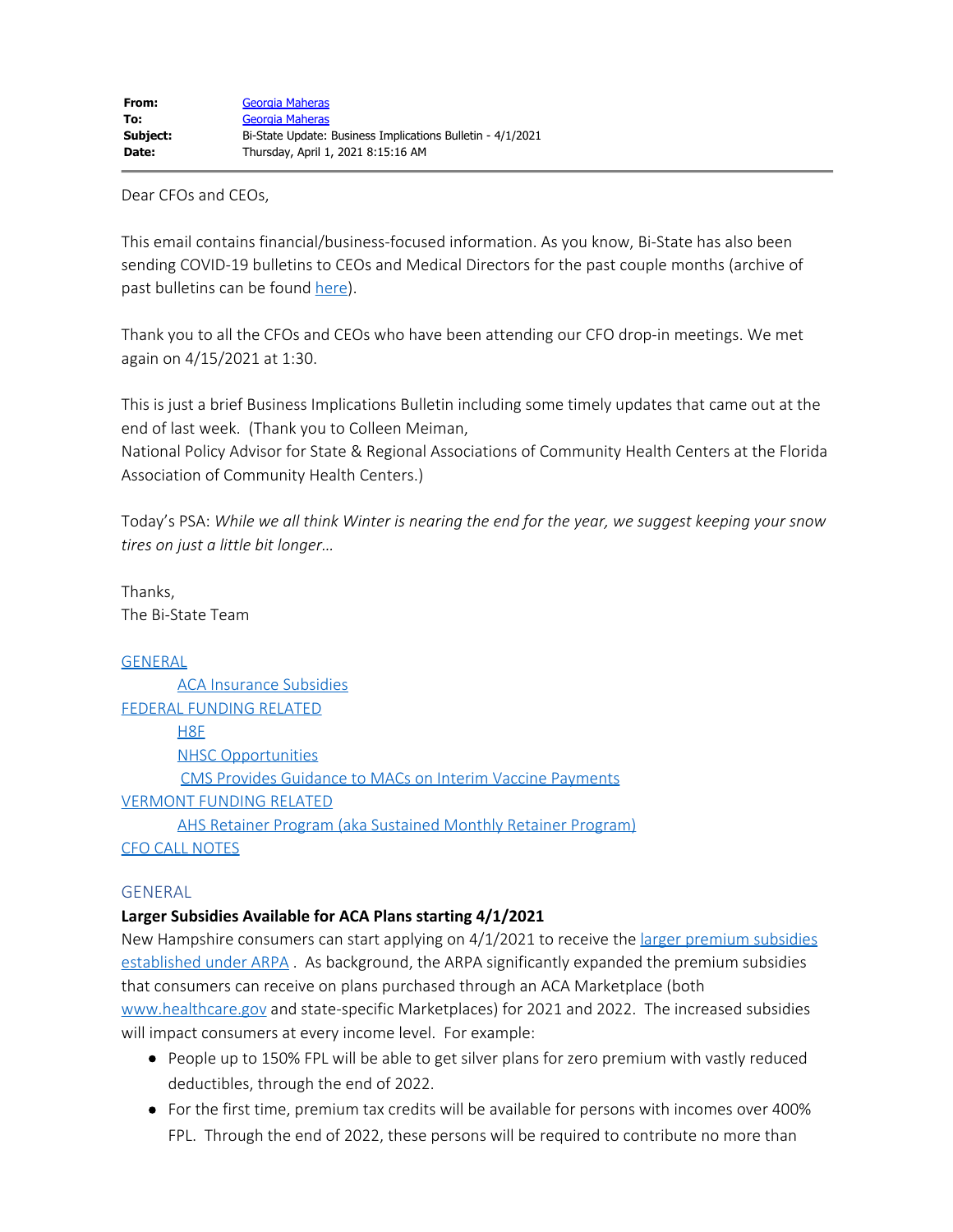| | |
|---|---|
| **From:** | Georgia Maheras |
| **To:** | Georgia Maheras |
| **Subject:** | Bi-State Update: Business Implications Bulletin - 4/1/2021 |
| **Date:** | Thursday, April 1, 2021 8:15:16 AM |

---

Dear CFOs and CEOs,

This email contains financial/business-focused information. As you know, Bi-State has also been sending COVID-19 bulletins to CEOs and Medical Directors for the past couple months (archive of past bulletins can be found here).

Thank you to all the CFOs and CEOs who have been attending our CFO drop-in meetings. We met again on 4/15/2021 at 1:30.

This is just a brief Business Implications Bulletin including some timely updates that came out at the end of last week. (Thank you to Colleen Meiman, National Policy Advisor for State & Regional Associations of Community Health Centers at the Florida Association of Community Health Centers.)

Today's PSA: *While we all think Winter is nearing the end for the year, we suggest keeping your snow tires on just a little bit longer…*

Thanks,
The Bi-State Team

GENERAL
- ACA Insurance Subsidies

FEDERAL FUNDING RELATED
- H8F
- NHSC Opportunities
- CMS Provides Guidance to MACs on Interim Vaccine Payments

VERMONT FUNDING RELATED
- AHS Retainer Program (aka Sustained Monthly Retainer Program)

CFO CALL NOTES

## GENERAL

**Larger Subsidies Available for ACA Plans starting 4/1/2021**

New Hampshire consumers can start applying on 4/1/2021 to receive the larger premium subsidies established under ARPA . As background, the ARPA significantly expanded the premium subsidies that consumers can receive on plans purchased through an ACA Marketplace (both www.healthcare.gov and state-specific Marketplaces) for 2021 and 2022. The increased subsidies will impact consumers at every income level. For example:

- People up to 150% FPL will be able to get silver plans for zero premium with vastly reduced deductibles, through the end of 2022.
- For the first time, premium tax credits will be available for persons with incomes over 400% FPL. Through the end of 2022, these persons will be required to contribute no more than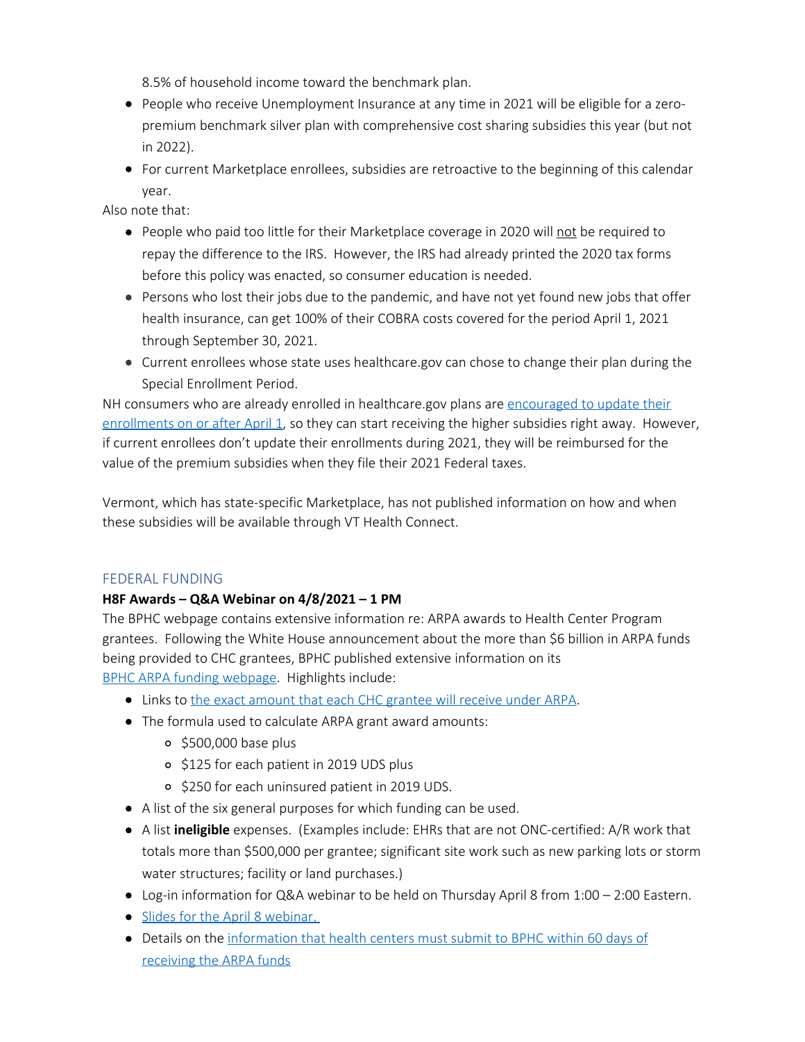8.5% of household income toward the benchmark plan.

- People who receive Unemployment Insurance at any time in 2021 will be eligible for a zero-premium benchmark silver plan with comprehensive cost sharing subsidies this year (but not in 2022).
- For current Marketplace enrollees, subsidies are retroactive to the beginning of this calendar year.

Also note that:

- People who paid too little for their Marketplace coverage in 2020 will not be required to repay the difference to the IRS. However, the IRS had already printed the 2020 tax forms before this policy was enacted, so consumer education is needed.
- Persons who lost their jobs due to the pandemic, and have not yet found new jobs that offer health insurance, can get 100% of their COBRA costs covered for the period April 1, 2021 through September 30, 2021.
- Current enrollees whose state uses healthcare.gov can chose to change their plan during the Special Enrollment Period.

NH consumers who are already enrolled in healthcare.gov plans are encouraged to update their enrollments on or after April 1, so they can start receiving the higher subsidies right away. However, if current enrollees don't update their enrollments during 2021, they will be reimbursed for the value of the premium subsidies when they file their 2021 Federal taxes.

Vermont, which has state-specific Marketplace, has not published information on how and when these subsidies will be available through VT Health Connect.

## FEDERAL FUNDING

**H8F Awards – Q&A Webinar on 4/8/2021 – 1 PM**

The BPHC webpage contains extensive information re: ARPA awards to Health Center Program grantees. Following the White House announcement about the more than $6 billion in ARPA funds being provided to CHC grantees, BPHC published extensive information on its BPHC ARPA funding webpage. Highlights include:

- Links to the exact amount that each CHC grantee will receive under ARPA.
- The formula used to calculate ARPA grant award amounts:
  - $500,000 base plus
  - $125 for each patient in 2019 UDS plus
  - $250 for each uninsured patient in 2019 UDS.
- A list of the six general purposes for which funding can be used.
- A list **ineligible** expenses. (Examples include: EHRs that are not ONC-certified: A/R work that totals more than $500,000 per grantee; significant site work such as new parking lots or storm water structures; facility or land purchases.)
- Log-in information for Q&A webinar to be held on Thursday April 8 from 1:00 – 2:00 Eastern.
- Slides for the April 8 webinar.
- Details on the information that health centers must submit to BPHC within 60 days of receiving the ARPA funds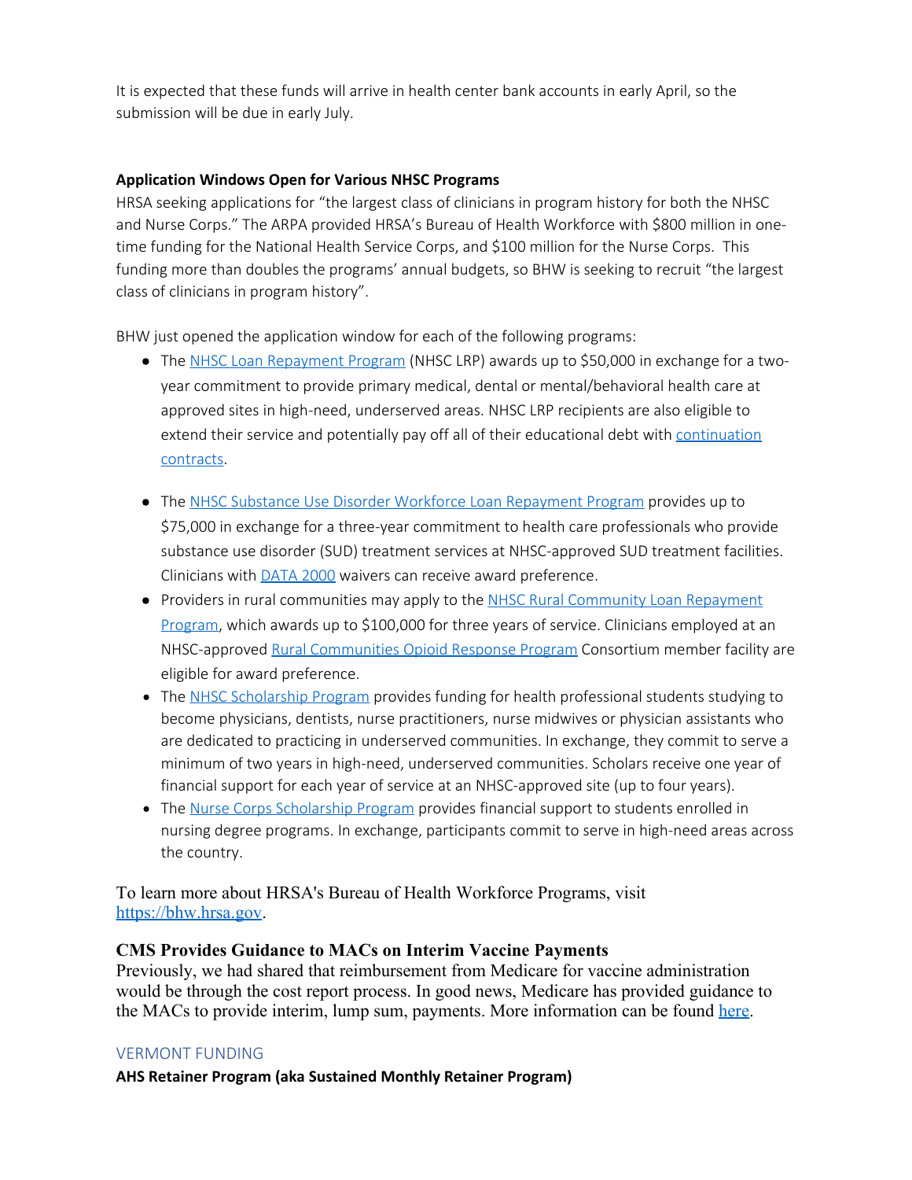It is expected that these funds will arrive in health center bank accounts in early April, so the submission will be due in early July.

**Application Windows Open for Various NHSC Programs**

HRSA seeking applications for "the largest class of clinicians in program history for both the NHSC and Nurse Corps." The ARPA provided HRSA's Bureau of Health Workforce with $800 million in one-time funding for the National Health Service Corps, and $100 million for the Nurse Corps. This funding more than doubles the programs' annual budgets, so BHW is seeking to recruit "the largest class of clinicians in program history".

BHW just opened the application window for each of the following programs:

- The NHSC Loan Repayment Program (NHSC LRP) awards up to $50,000 in exchange for a two-year commitment to provide primary medical, dental or mental/behavioral health care at approved sites in high-need, underserved areas. NHSC LRP recipients are also eligible to extend their service and potentially pay off all of their educational debt with continuation contracts.
- The NHSC Substance Use Disorder Workforce Loan Repayment Program provides up to $75,000 in exchange for a three-year commitment to health care professionals who provide substance use disorder (SUD) treatment services at NHSC-approved SUD treatment facilities. Clinicians with DATA 2000 waivers can receive award preference.
- Providers in rural communities may apply to the NHSC Rural Community Loan Repayment Program, which awards up to $100,000 for three years of service. Clinicians employed at an NHSC-approved Rural Communities Opioid Response Program Consortium member facility are eligible for award preference.
- The NHSC Scholarship Program provides funding for health professional students studying to become physicians, dentists, nurse practitioners, nurse midwives or physician assistants who are dedicated to practicing in underserved communities. In exchange, they commit to serve a minimum of two years in high-need, underserved communities. Scholars receive one year of financial support for each year of service at an NHSC-approved site (up to four years).
- The Nurse Corps Scholarship Program provides financial support to students enrolled in nursing degree programs. In exchange, participants commit to serve in high-need areas across the country.

To learn more about HRSA's Bureau of Health Workforce Programs, visit https://bhw.hrsa.gov.

**CMS Provides Guidance to MACs on Interim Vaccine Payments**

Previously, we had shared that reimbursement from Medicare for vaccine administration would be through the cost report process. In good news, Medicare has provided guidance to the MACs to provide interim, lump sum, payments. More information can be found here.

## VERMONT FUNDING

**AHS Retainer Program (aka Sustained Monthly Retainer Program)**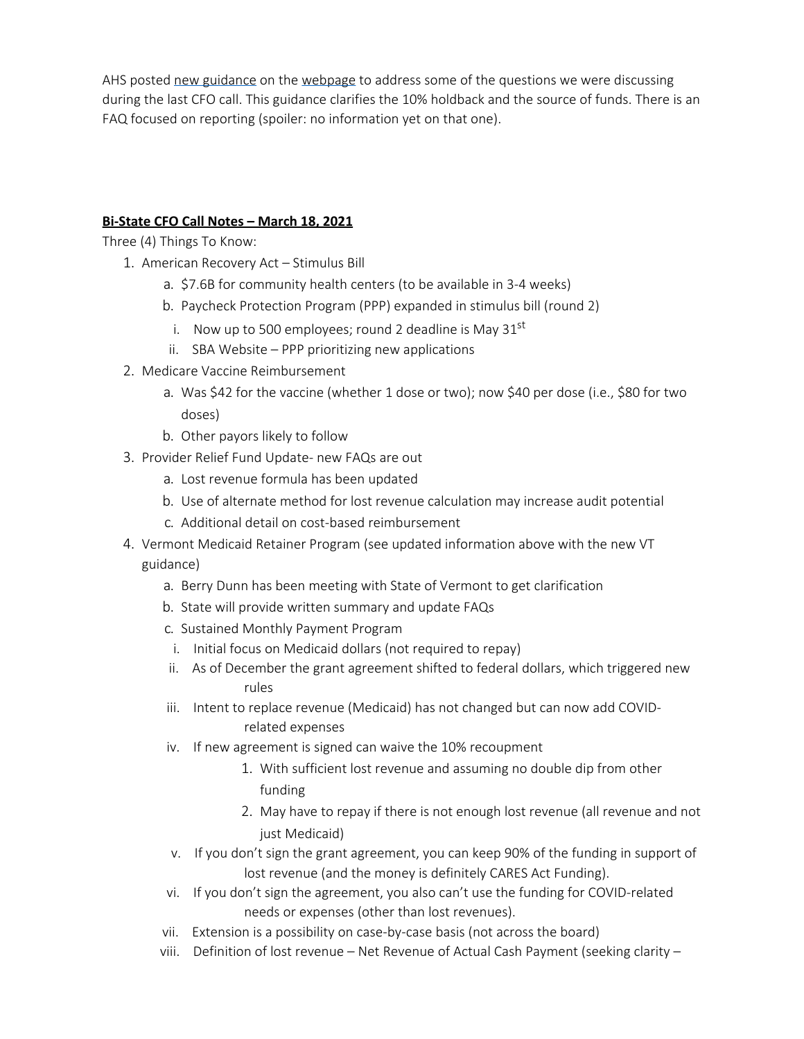AHS posted new guidance on the webpage to address some of the questions we were discussing during the last CFO call. This guidance clarifies the 10% holdback and the source of funds. There is an FAQ focused on reporting (spoiler: no information yet on that one).

**Bi-State CFO Call Notes – March 18, 2021**

Three (4) Things To Know:

1. American Recovery Act – Stimulus Bill
   a. $7.6B for community health centers (to be available in 3-4 weeks)
   b. Paycheck Protection Program (PPP) expanded in stimulus bill (round 2)
      i. Now up to 500 employees; round 2 deadline is May 31st
      ii. SBA Website – PPP prioritizing new applications
2. Medicare Vaccine Reimbursement
   a. Was $42 for the vaccine (whether 1 dose or two); now $40 per dose (i.e., $80 for two doses)
   b. Other payors likely to follow
3. Provider Relief Fund Update- new FAQs are out
   a. Lost revenue formula has been updated
   b. Use of alternate method for lost revenue calculation may increase audit potential
   c. Additional detail on cost-based reimbursement
4. Vermont Medicaid Retainer Program (see updated information above with the new VT guidance)
   a. Berry Dunn has been meeting with State of Vermont to get clarification
   b. State will provide written summary and update FAQs
   c. Sustained Monthly Payment Program
      i. Initial focus on Medicaid dollars (not required to repay)
      ii. As of December the grant agreement shifted to federal dollars, which triggered new rules
      iii. Intent to replace revenue (Medicaid) has not changed but can now add COVID-related expenses
      iv. If new agreement is signed can waive the 10% recoupment
         1. With sufficient lost revenue and assuming no double dip from other funding
         2. May have to repay if there is not enough lost revenue (all revenue and not just Medicaid)
      v. If you don't sign the grant agreement, you can keep 90% of the funding in support of lost revenue (and the money is definitely CARES Act Funding).
      vi. If you don't sign the agreement, you also can't use the funding for COVID-related needs or expenses (other than lost revenues).
      vii. Extension is a possibility on case-by-case basis (not across the board)
      viii. Definition of lost revenue – Net Revenue of Actual Cash Payment (seeking clarity –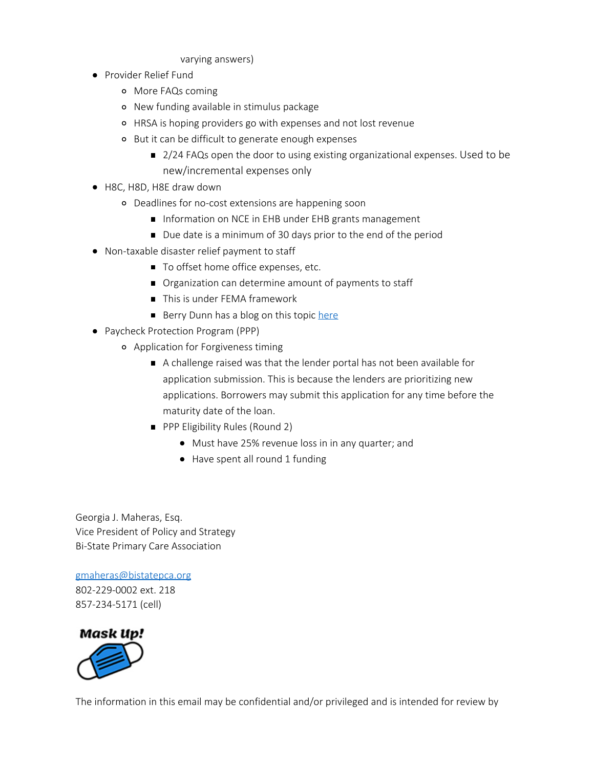varying answers)

- Provider Relief Fund
  - More FAQs coming
  - New funding available in stimulus package
  - HRSA is hoping providers go with expenses and not lost revenue
  - But it can be difficult to generate enough expenses
    - 2/24 FAQs open the door to using existing organizational expenses. Used to be new/incremental expenses only
- H8C, H8D, H8E draw down
  - Deadlines for no-cost extensions are happening soon
    - Information on NCE in EHB under EHB grants management
    - Due date is a minimum of 30 days prior to the end of the period
- Non-taxable disaster relief payment to staff
    - To offset home office expenses, etc.
    - Organization can determine amount of payments to staff
    - This is under FEMA framework
    - Berry Dunn has a blog on this topic [here]()
- Paycheck Protection Program (PPP)
  - Application for Forgiveness timing
    - A challenge raised was that the lender portal has not been available for application submission. This is because the lenders are prioritizing new applications. Borrowers may submit this application for any time before the maturity date of the loan.
    - PPP Eligibility Rules (Round 2)
      - Must have 25% revenue loss in in any quarter; and
      - Have spent all round 1 funding

Georgia J. Maheras, Esq.
Vice President of Policy and Strategy
Bi-State Primary Care Association

[gmaheras@bistatepca.org](mailto:gmaheras@bistatepca.org)
802-229-0002 ext. 218
857-234-5171 (cell)

Mask Up!

The information in this email may be confidential and/or privileged and is intended for review by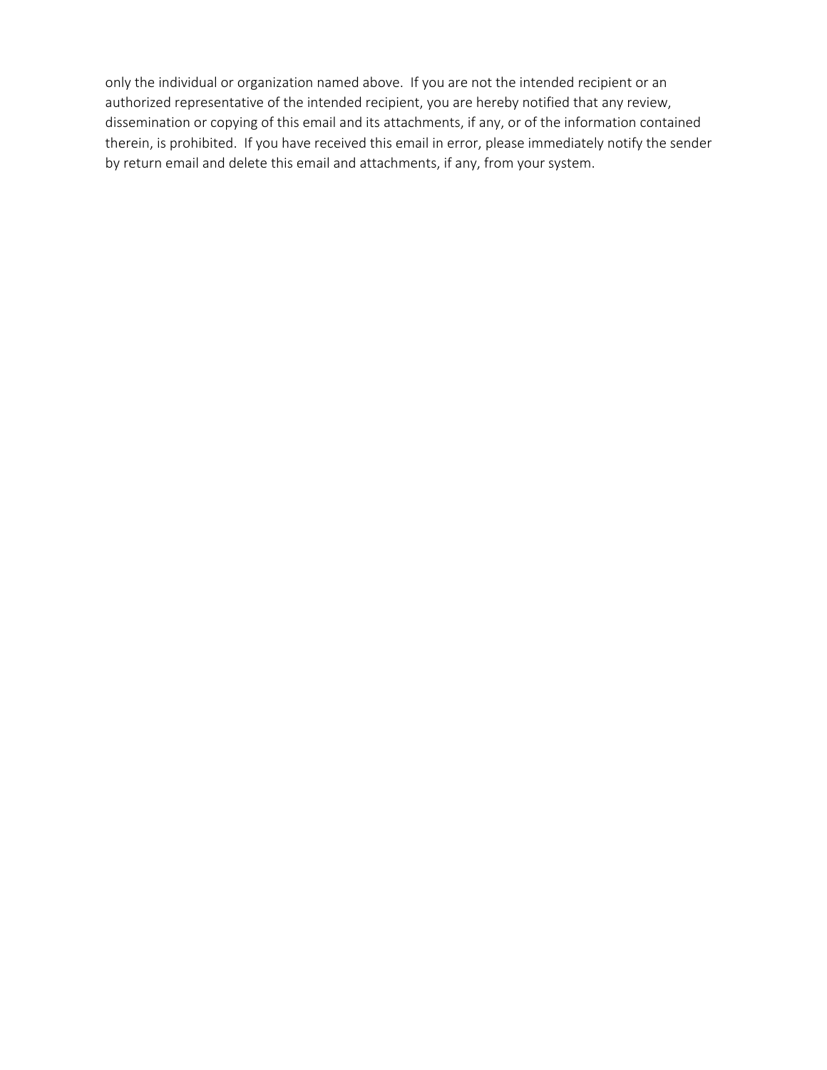only the individual or organization named above. If you are not the intended recipient or an authorized representative of the intended recipient, you are hereby notified that any review, dissemination or copying of this email and its attachments, if any, or of the information contained therein, is prohibited. If you have received this email in error, please immediately notify the sender by return email and delete this email and attachments, if any, from your system.